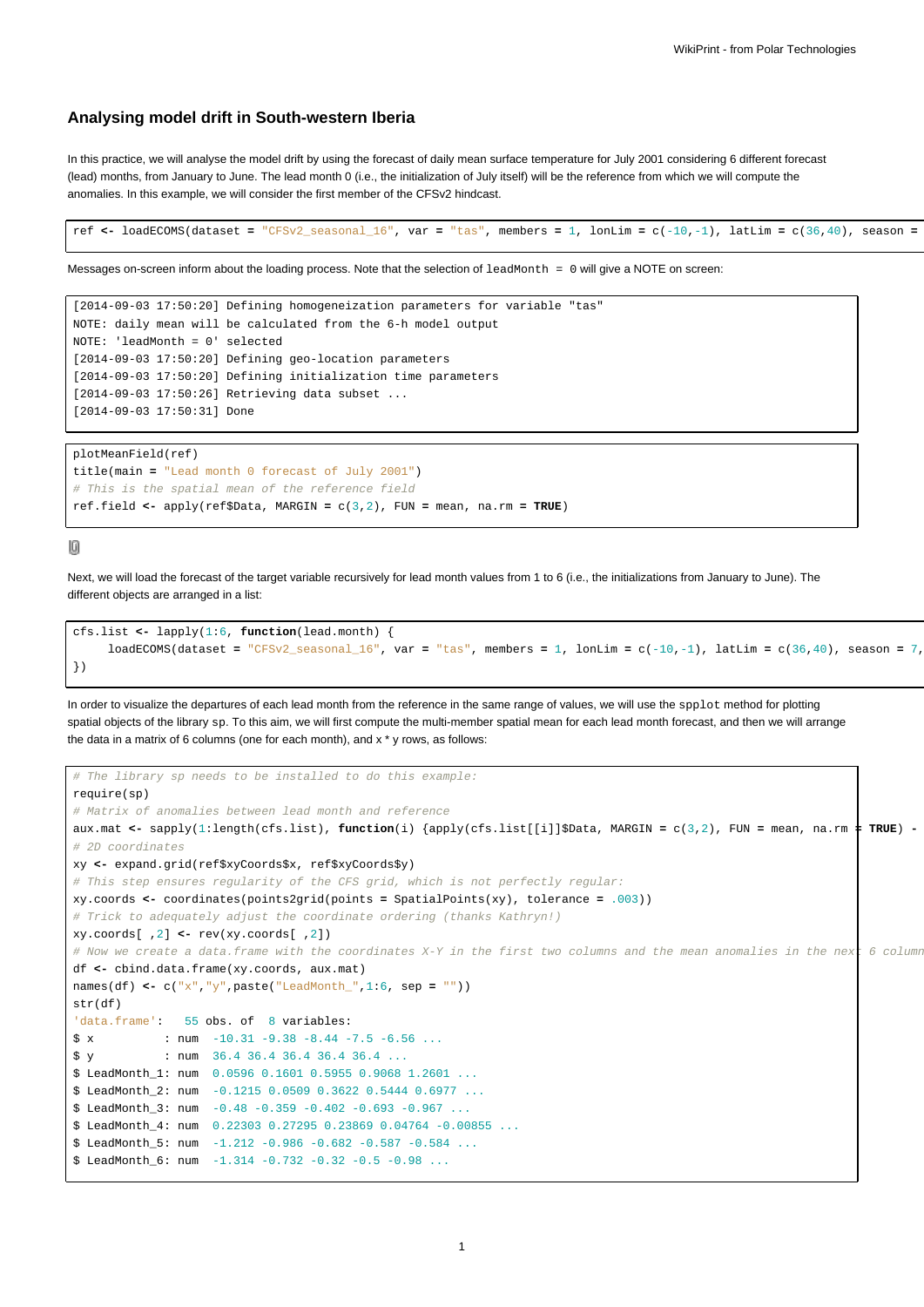## Analysing model drift in South-western Iberia

In this practice, we will analyse the model drift by using the forecast of daily mean surface temperature for July 2001 considering 6 different forecast (lead) months, from January to June. The lead month 0 (i.e., the initialization of July itself) will be the reference from which we will compute the anomalies. In this example, we will consider the first member of the CFSv2 hindcast.

```
ref <- loadECOMS(dataset = "CFSv2_seasonal_16", var = "tas", members = 1, lonLim = c(-10,-1), latLim = c(36,40), season =
```

Messages on-screen inform about the loading process. Note that the selection of `leadMonth = 0` will give a NOTE on screen:

```
[2014-09-03 17:50:20] Defining homogeneization parameters for variable "tas"
NOTE: daily mean will be calculated from the 6-h model output
NOTE: 'leadMonth = 0' selected
[2014-09-03 17:50:20] Defining geo-location parameters
[2014-09-03 17:50:20] Defining initialization time parameters
[2014-09-03 17:50:26] Retrieving data subset ...
[2014-09-03 17:50:31] Done
```

```
plotMeanField(ref)
title(main = "Lead month 0 forecast of July 2001")
# This is the spatial mean of the reference field
ref.field <- apply(ref$Data, MARGIN = c(3,2), FUN = mean, na.rm = TRUE)
```

Next, we will load the forecast of the target variable recursively for lead month values from 1 to 6 (i.e., the initializations from January to June). The different objects are arranged in a list:

```
cfs.list <- lapply(1:6, function(lead.month) {
     loadECOMS(dataset = "CFSv2_seasonal_16", var = "tas", members = 1, lonLim = c(-10,-1), latLim = c(36,40), season = 7,
})
```

In order to visualize the departures of each lead month from the reference in the same range of values, we will use the `spplot` method for plotting spatial objects of the library `sp`. To this aim, we will first compute the multi-member spatial mean for each lead month forecast, and then we will arrange the data in a matrix of 6 columns (one for each month), and x * y rows, as follows:

```
# The library sp needs to be installed to do this example:
require(sp)
# Matrix of anomalies between lead month and reference
aux.mat <- sapply(1:length(cfs.list), function(i) {apply(cfs.list[[i]]$Data, MARGIN = c(3,2), FUN = mean, na.rm = TRUE) -
# 2D coordinates
xy <- expand.grid(ref$xyCoords$x, ref$xyCoords$y)
# This step ensures regularity of the CFS grid, which is not perfectly regular:
xy.coords <- coordinates(points2grid(points = SpatialPoints(xy), tolerance = .003))
# Trick to adequately adjust the coordinate ordering (thanks Kathryn!)
xy.coords[ ,2] <- rev(xy.coords[ ,2])
# Now we create a data.frame with the coordinates X-Y in the first two columns and the mean anomalies in the next 6 column
df <- cbind.data.frame(xy.coords, aux.mat)
names(df) <- c("x","y",paste("LeadMonth_",1:6, sep = ""))
str(df)
'data.frame':   55 obs. of  8 variables:
$ x          : num  -10.31 -9.38 -8.44 -7.5 -6.56 ...
$ y          : num  36.4 36.4 36.4 36.4 36.4 ...
$ LeadMonth_1: num  0.0596 0.1601 0.5955 0.9068 1.2601 ...
$ LeadMonth_2: num  -0.1215 0.0509 0.3622 0.5444 0.6977 ...
$ LeadMonth_3: num  -0.48 -0.359 -0.402 -0.693 -0.967 ...
$ LeadMonth_4: num  0.22303 0.27295 0.23869 0.04764 -0.00855 ...
$ LeadMonth_5: num  -1.212 -0.986 -0.682 -0.587 -0.584 ...
$ LeadMonth_6: num  -1.314 -0.732 -0.32 -0.5 -0.98 ...
```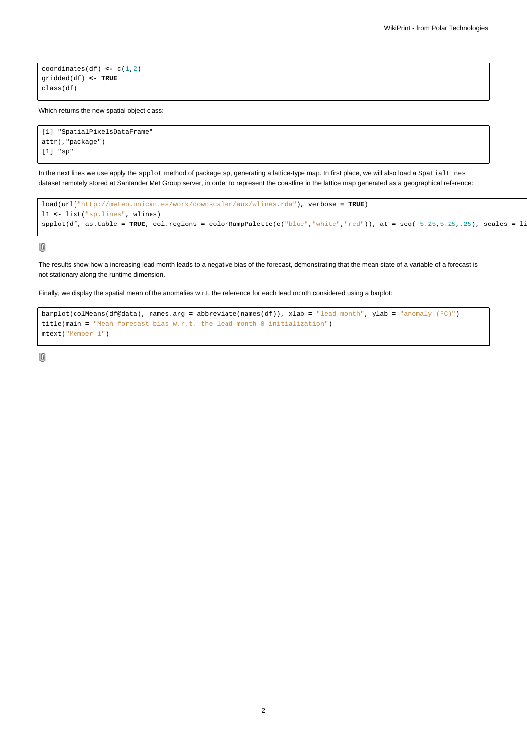```
coordinates(df) <- c(1,2)
gridded(df) <- TRUE
class(df)
```

Which returns the new spatial object class:

```
[1] "SpatialPixelsDataFrame"
attr(,"package")
[1] "sp"
```

In the next lines we use apply the `spplot` method of package `sp`, generating a lattice-type map. In first place, we will also load a `SpatialLines` dataset remotely stored at Santander Met Group server, in order to represent the coastline in the lattice map generated as a geographical reference:

```
load(url("http://meteo.unican.es/work/downscaler/aux/wlines.rda"), verbose = TRUE)
l1 <- list("sp.lines", wlines)
spplot(df, as.table = TRUE, col.regions = colorRampPalette(c("blue","white","red")), at = seq(-5.25,5.25,.25), scales = li
```

The results show how a increasing lead month leads to a negative bias of the forecast, demonstrating that the mean state of a variable of a forecast is not stationary along the runtime dimension.

Finally, we display the spatial mean of the anomalies w.r.t. the reference for each lead month considered using a barplot:

```
barplot(colMeans(df@data), names.arg = abbreviate(names(df)), xlab = "lead month", ylab = "anomaly (ºC)")
title(main = "Mean forecast bias w.r.t. the lead-month 0 initialization")
mtext("Member 1")
```